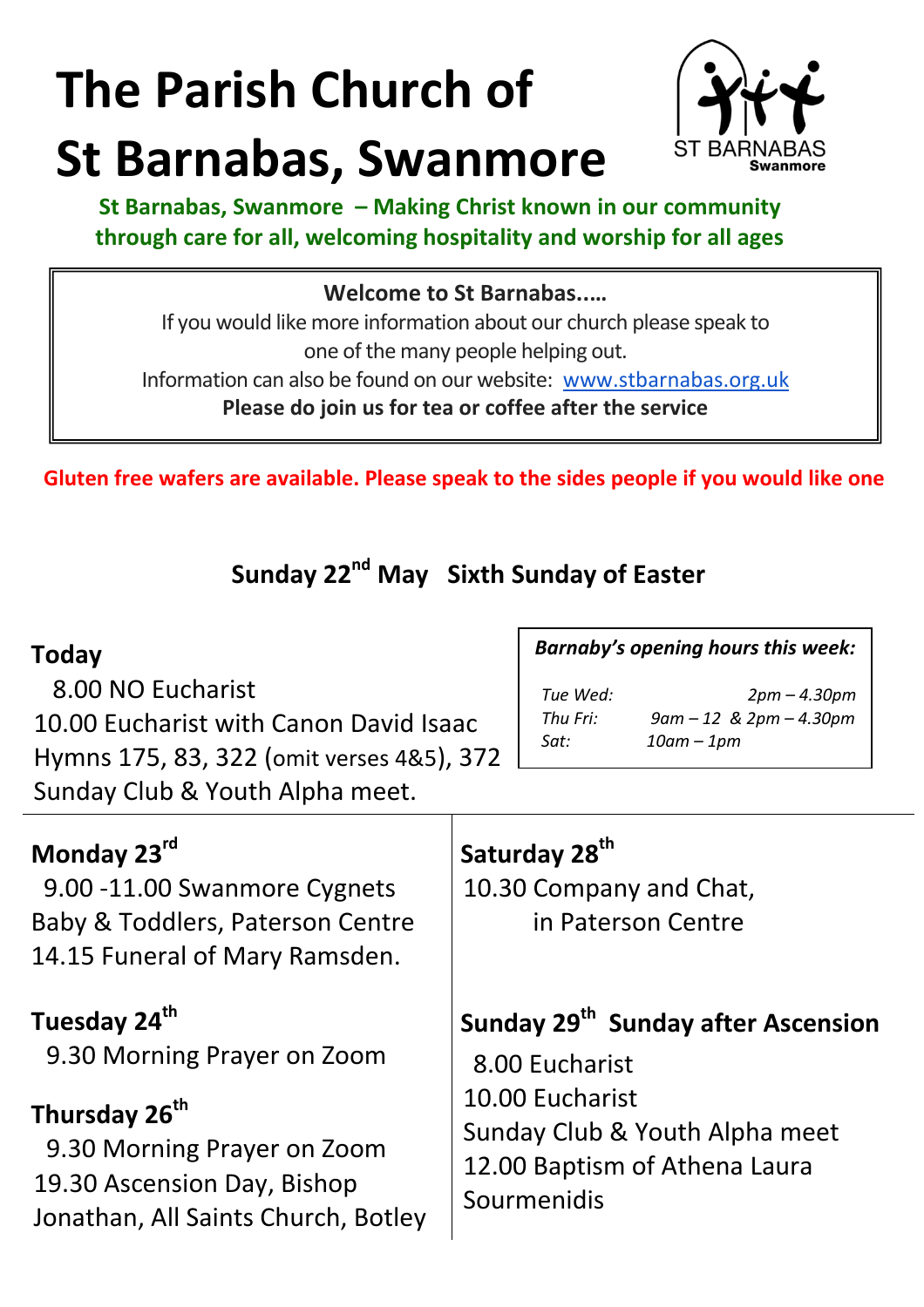# The Parish Church of St Barnabas, Swanmore

ST BARNABAS Swanmore

**St Barnabas, Swanmore – Making Christ known in our community through care for all, welcoming hospitality and worship for all ages**

**Welcome to St Barnabas.....**
If you would like more information about our church please speak to one of the many people helping out.
Information can also be found on our website: www.stbarnabas.org.uk
**Please do join us for tea or coffee after the service**

**Gluten free wafers are available. Please speak to the sides people if you would like one**

## Sunday 22nd May Sixth Sunday of Easter

**Today**
8.00 NO Eucharist
10.00 Eucharist with Canon David Isaac
Hymns 175, 83, 322 (omit verses 4&5), 372
Sunday Club & Youth Alpha meet.

***Barnaby's opening hours this week:***

| | |
|---|---|
| *Tue Wed:* | *2pm – 4.30pm* |
| *Thu Fri:* | *9am – 12 & 2pm – 4.30pm* |
| *Sat:* | *10am – 1pm* |

**Monday 23rd**
9.00 -11.00 Swanmore Cygnets Baby & Toddlers, Paterson Centre
14.15 Funeral of Mary Ramsden.

**Tuesday 24th**
9.30 Morning Prayer on Zoom

**Thursday 26th**
9.30 Morning Prayer on Zoom
19.30 Ascension Day, Bishop Jonathan, All Saints Church, Botley

**Saturday 28th**
10.30 Company and Chat, in Paterson Centre

**Sunday 29th Sunday after Ascension**
8.00 Eucharist
10.00 Eucharist
Sunday Club & Youth Alpha meet
12.00 Baptism of Athena Laura Sourmenidis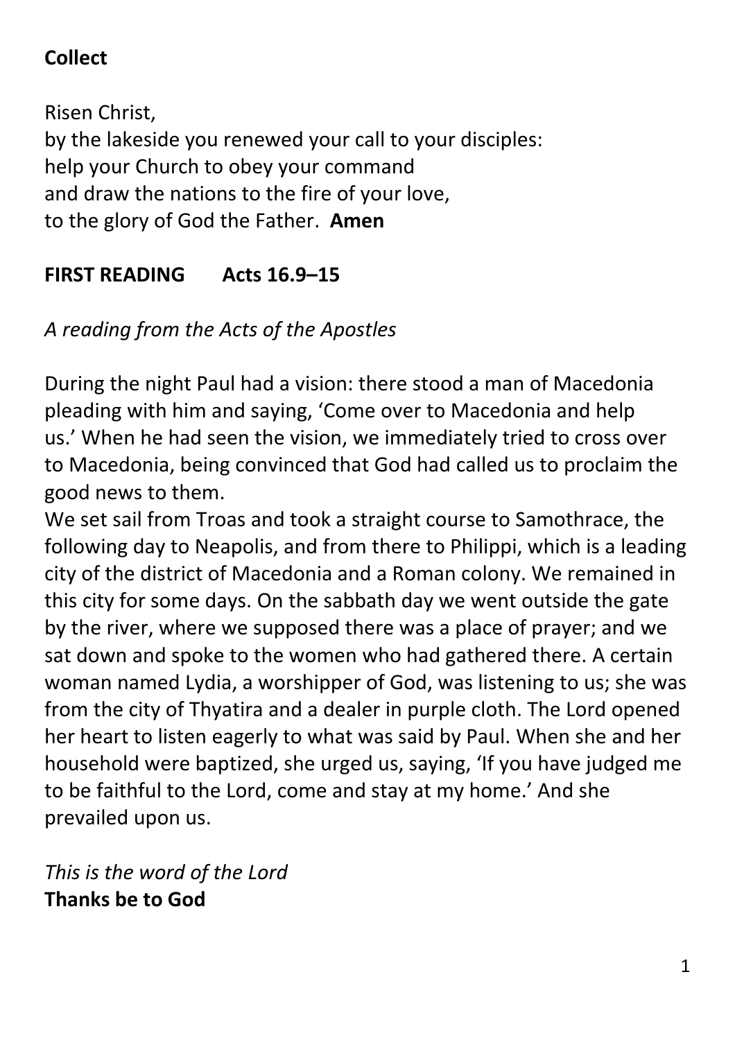**Collect**

Risen Christ,
by the lakeside you renewed your call to your disciples:
help your Church to obey your command
and draw the nations to the fire of your love,
to the glory of God the Father. **Amen**

**FIRST READING Acts 16.9–15**

*A reading from the Acts of the Apostles*

During the night Paul had a vision: there stood a man of Macedonia pleading with him and saying, 'Come over to Macedonia and help us.' When he had seen the vision, we immediately tried to cross over to Macedonia, being convinced that God had called us to proclaim the good news to them.
We set sail from Troas and took a straight course to Samothrace, the following day to Neapolis, and from there to Philippi, which is a leading city of the district of Macedonia and a Roman colony. We remained in this city for some days. On the sabbath day we went outside the gate by the river, where we supposed there was a place of prayer; and we sat down and spoke to the women who had gathered there. A certain woman named Lydia, a worshipper of God, was listening to us; she was from the city of Thyatira and a dealer in purple cloth. The Lord opened her heart to listen eagerly to what was said by Paul. When she and her household were baptized, she urged us, saying, 'If you have judged me to be faithful to the Lord, come and stay at my home.' And she prevailed upon us.

*This is the word of the Lord*
**Thanks be to God**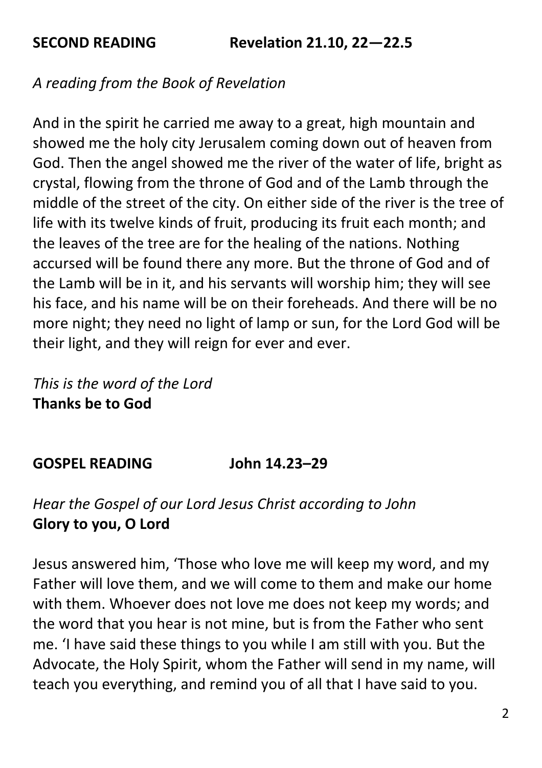**SECOND READING Revelation 21.10, 22—22.5**

*A reading from the Book of Revelation*

And in the spirit he carried me away to a great, high mountain and showed me the holy city Jerusalem coming down out of heaven from God. Then the angel showed me the river of the water of life, bright as crystal, flowing from the throne of God and of the Lamb through the middle of the street of the city. On either side of the river is the tree of life with its twelve kinds of fruit, producing its fruit each month; and the leaves of the tree are for the healing of the nations. Nothing accursed will be found there any more. But the throne of God and of the Lamb will be in it, and his servants will worship him; they will see his face, and his name will be on their foreheads. And there will be no more night; they need no light of lamp or sun, for the Lord God will be their light, and they will reign for ever and ever.

*This is the word of the Lord*
**Thanks be to God**

**GOSPEL READING John 14.23–29**

*Hear the Gospel of our Lord Jesus Christ according to John*
**Glory to you, O Lord**

Jesus answered him, 'Those who love me will keep my word, and my Father will love them, and we will come to them and make our home with them. Whoever does not love me does not keep my words; and the word that you hear is not mine, but is from the Father who sent me. 'I have said these things to you while I am still with you. But the Advocate, the Holy Spirit, whom the Father will send in my name, will teach you everything, and remind you of all that I have said to you.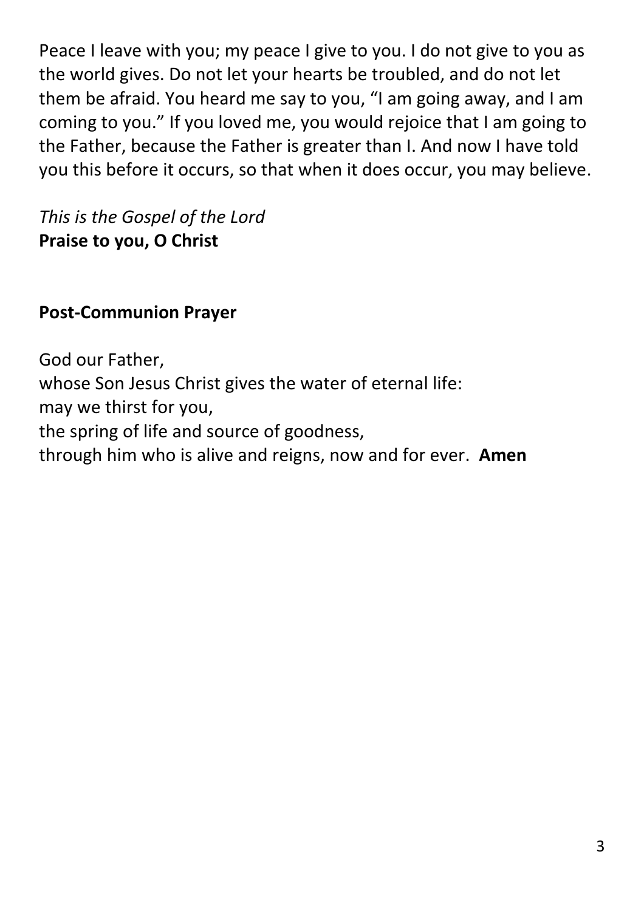Peace I leave with you; my peace I give to you. I do not give to you as the world gives. Do not let your hearts be troubled, and do not let them be afraid. You heard me say to you, "I am going away, and I am coming to you." If you loved me, you would rejoice that I am going to the Father, because the Father is greater than I. And now I have told you this before it occurs, so that when it does occur, you may believe.

*This is the Gospel of the Lord*
**Praise to you, O Christ**

**Post-Communion Prayer**

God our Father,
whose Son Jesus Christ gives the water of eternal life:
may we thirst for you,
the spring of life and source of goodness,
through him who is alive and reigns, now and for ever. **Amen**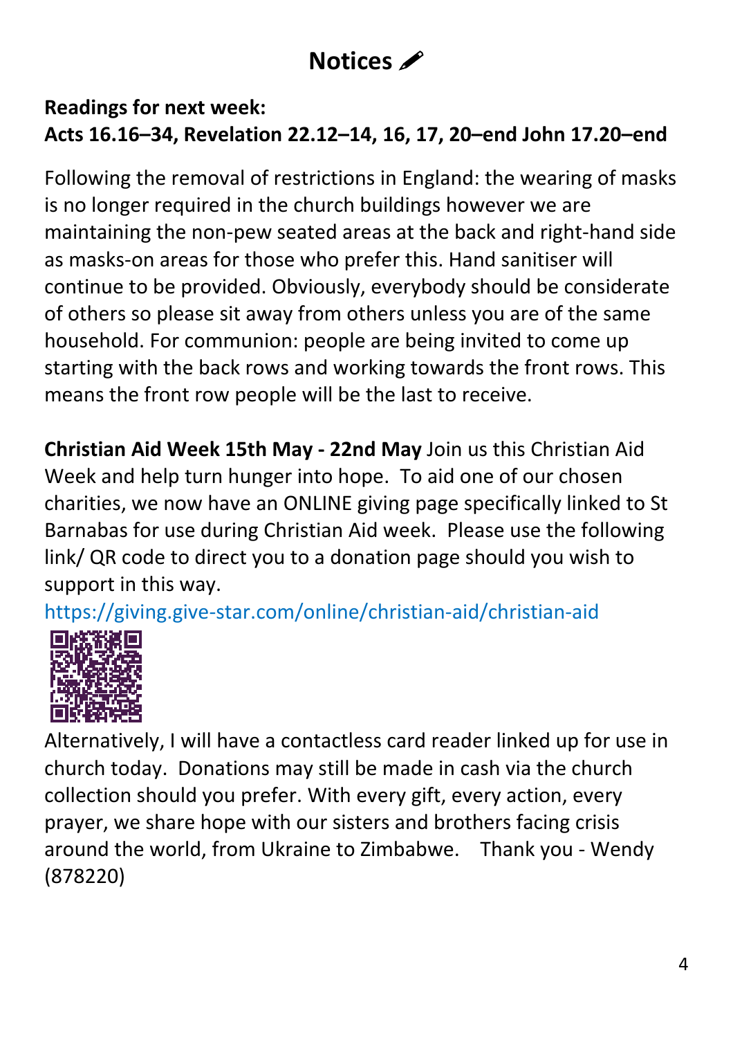# Notices ✏

**Readings for next week:**
**Acts 16.16–34, Revelation 22.12–14, 16, 17, 20–end John 17.20–end**

Following the removal of restrictions in England: the wearing of masks is no longer required in the church buildings however we are maintaining the non-pew seated areas at the back and right-hand side as masks-on areas for those who prefer this. Hand sanitiser will continue to be provided. Obviously, everybody should be considerate of others so please sit away from others unless you are of the same household. For communion: people are being invited to come up starting with the back rows and working towards the front rows. This means the front row people will be the last to receive.

**Christian Aid Week 15th May - 22nd May** Join us this Christian Aid Week and help turn hunger into hope. To aid one of our chosen charities, we now have an ONLINE giving page specifically linked to St Barnabas for use during Christian Aid week. Please use the following link/ QR code to direct you to a donation page should you wish to support in this way.

https://giving.give-star.com/online/christian-aid/christian-aid

Alternatively, I will have a contactless card reader linked up for use in church today. Donations may still be made in cash via the church collection should you prefer. With every gift, every action, every prayer, we share hope with our sisters and brothers facing crisis around the world, from Ukraine to Zimbabwe. Thank you - Wendy (878220)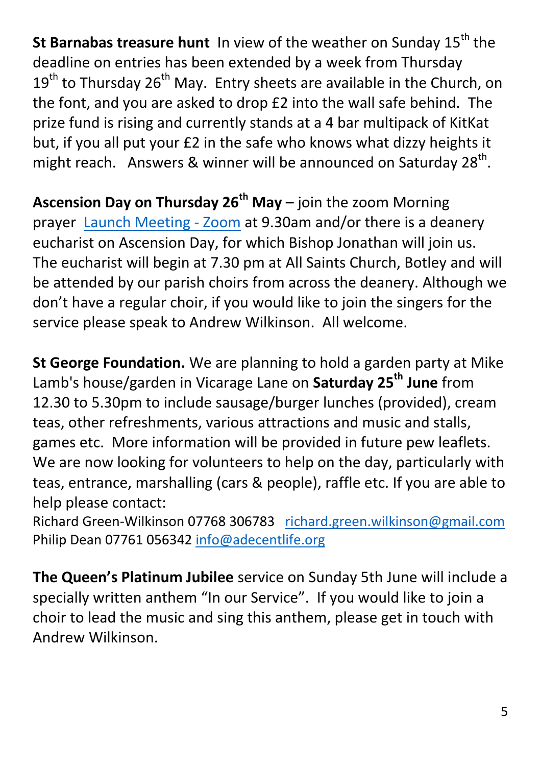**St Barnabas treasure hunt** In view of the weather on Sunday 15th the deadline on entries has been extended by a week from Thursday 19th to Thursday 26th May. Entry sheets are available in the Church, on the font, and you are asked to drop £2 into the wall safe behind. The prize fund is rising and currently stands at a 4 bar multipack of KitKat but, if you all put your £2 in the safe who knows what dizzy heights it might reach. Answers & winner will be announced on Saturday 28th.

**Ascension Day on Thursday 26th May** – join the zoom Morning prayer Launch Meeting - Zoom at 9.30am and/or there is a deanery eucharist on Ascension Day, for which Bishop Jonathan will join us. The eucharist will begin at 7.30 pm at All Saints Church, Botley and will be attended by our parish choirs from across the deanery. Although we don't have a regular choir, if you would like to join the singers for the service please speak to Andrew Wilkinson. All welcome.

**St George Foundation.** We are planning to hold a garden party at Mike Lamb's house/garden in Vicarage Lane on **Saturday 25th June** from 12.30 to 5.30pm to include sausage/burger lunches (provided), cream teas, other refreshments, various attractions and music and stalls, games etc. More information will be provided in future pew leaflets. We are now looking for volunteers to help on the day, particularly with teas, entrance, marshalling (cars & people), raffle etc. If you are able to help please contact:
Richard Green-Wilkinson 07768 306783 richard.green.wilkinson@gmail.com
Philip Dean 07761 056342 info@adecentlife.org

**The Queen's Platinum Jubilee** service on Sunday 5th June will include a specially written anthem "In our Service". If you would like to join a choir to lead the music and sing this anthem, please get in touch with Andrew Wilkinson.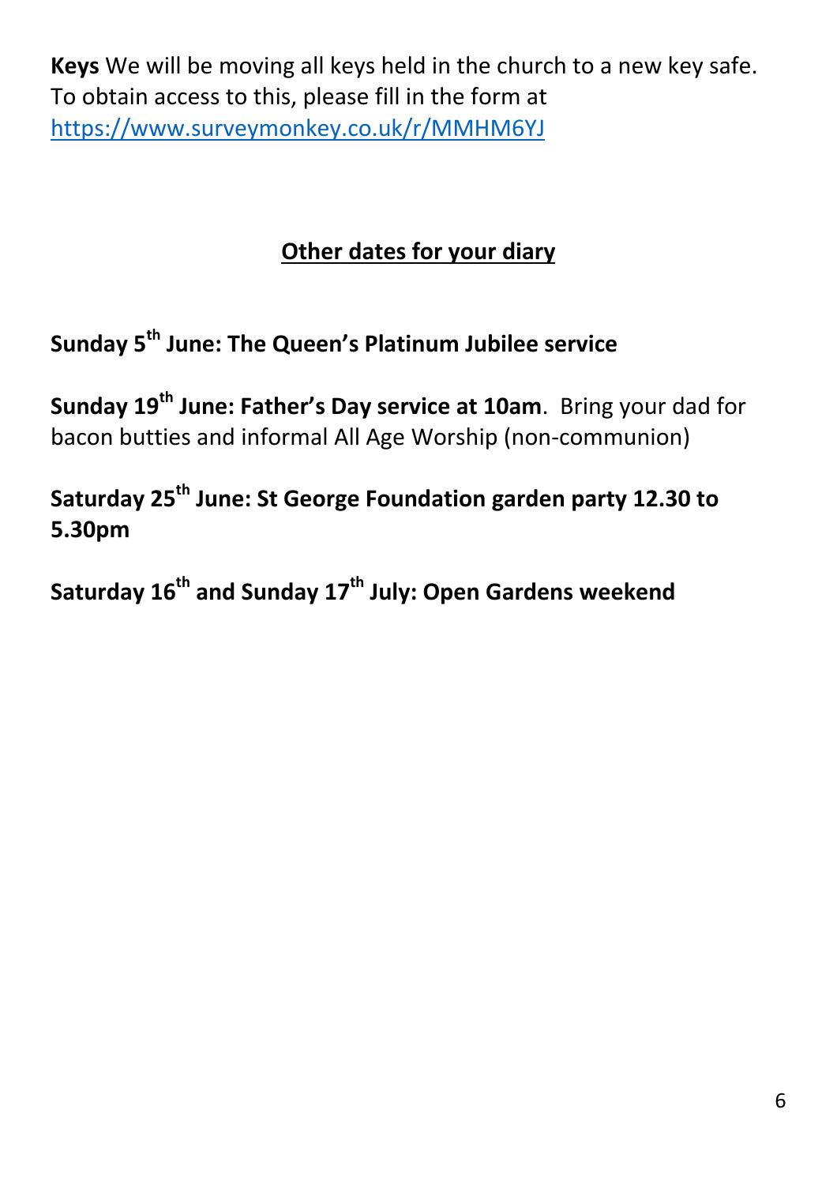**Keys** We will be moving all keys held in the church to a new key safe. To obtain access to this, please fill in the form at https://www.surveymonkey.co.uk/r/MMHM6YJ

## Other dates for your diary

**Sunday 5th June: The Queen's Platinum Jubilee service**

**Sunday 19th June: Father's Day service at 10am**. Bring your dad for bacon butties and informal All Age Worship (non-communion)

**Saturday 25th June: St George Foundation garden party 12.30 to 5.30pm**

**Saturday 16th and Sunday 17th July: Open Gardens weekend**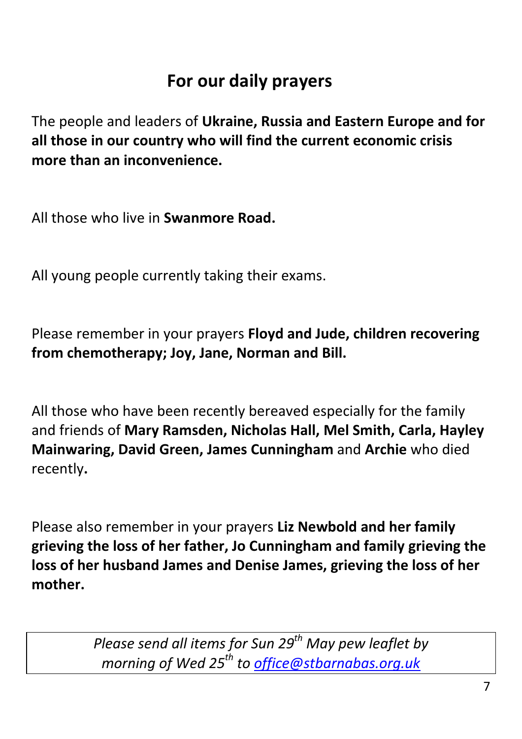## For our daily prayers

The people and leaders of **Ukraine, Russia and Eastern Europe and for all those in our country who will find the current economic crisis more than an inconvenience.**

All those who live in **Swanmore Road.**

All young people currently taking their exams.

Please remember in your prayers **Floyd and Jude, children recovering from chemotherapy; Joy, Jane, Norman and Bill.**

All those who have been recently bereaved especially for the family and friends of **Mary Ramsden, Nicholas Hall, Mel Smith, Carla, Hayley Mainwaring, David Green, James Cunningham** and **Archie** who died recently**.**

Please also remember in your prayers **Liz Newbold and her family grieving the loss of her father, Jo Cunningham and family grieving the loss of her husband James and Denise James, grieving the loss of her mother.**

*Please send all items for Sun 29th May pew leaflet by morning of Wed 25th to office@stbarnabas.org.uk*